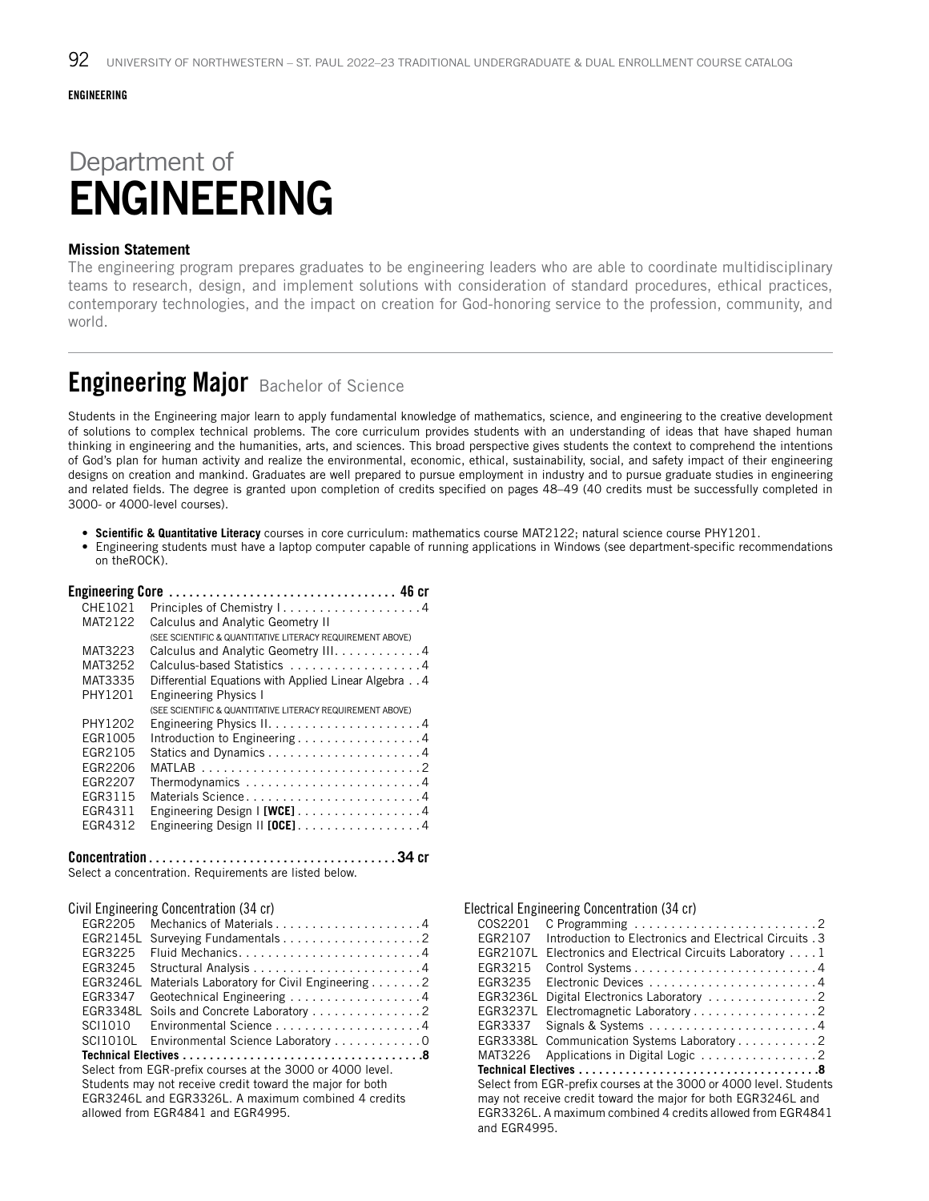**ENGINEERING**

# Department of ENGINEERING

### Mission Statement

The engineering program prepares graduates to be engineering leaders who are able to coordinate multidisciplinary teams to research, design, and implement solutions with consideration of standard procedures, ethical practices, contemporary technologies, and the impact on creation for God-honoring service to the profession, community, and world.

## Engineering Major Bachelor of Science

Students in the Engineering major learn to apply fundamental knowledge of mathematics, science, and engineering to the creative development of solutions to complex technical problems. The core curriculum provides students with an understanding of ideas that have shaped human thinking in engineering and the humanities, arts, and sciences. This broad perspective gives students the context to comprehend the intentions of God's plan for human activity and realize the environmental, economic, ethical, sustainability, social, and safety impact of their engineering designs on creation and mankind. Graduates are well prepared to pursue employment in industry and to pursue graduate studies in engineering and related fields. The degree is granted upon completion of credits specified on pages 48–49 (40 credits must be successfully completed in 3000- or 4000-level courses).

- **Scientific & Quantitative Literacy** courses in core curriculum: mathematics course MAT2122; natural science course PHY1201.
- Engineering students must have a laptop computer capable of running applications in Windows (see department-specific recommendations on theROCK).

**Engineering Core ........ 46 cr**

| Course | Title | Credits |
|---|---|---|
| CHE1021 | Principles of Chemistry I | 4 |
| MAT2122 | Calculus and Analytic Geometry II (SEE SCIENTIFIC & QUANTITATIVE LITERACY REQUIREMENT ABOVE) | |
| MAT3223 | Calculus and Analytic Geometry III | 4 |
| MAT3252 | Calculus-based Statistics | 4 |
| MAT3335 | Differential Equations with Applied Linear Algebra | 4 |
| PHY1201 | Engineering Physics I (SEE SCIENTIFIC & QUANTITATIVE LITERACY REQUIREMENT ABOVE) | |
| PHY1202 | Engineering Physics II | 4 |
| EGR1005 | Introduction to Engineering | 4 |
| EGR2105 | Statics and Dynamics | 4 |
| EGR2206 | MATLAB | 2 |
| EGR2207 | Thermodynamics | 4 |
| EGR3115 | Materials Science | 4 |
| EGR4311 | Engineering Design I **[WCE]** | 4 |
| EGR4312 | Engineering Design II **[OCE]** | 4 |

**Concentration ........ 34 cr**

Select a concentration. Requirements are listed below.

Civil Engineering Concentration (34 cr)

| Course | Title | Credits |
|---|---|---|
| EGR2205 | Mechanics of Materials | 4 |
| EGR2145L | Surveying Fundamentals | 2 |
| EGR3225 | Fluid Mechanics | 4 |
| EGR3245 | Structural Analysis | 4 |
| EGR3246L | Materials Laboratory for Civil Engineering | 2 |
| EGR3347 | Geotechnical Engineering | 4 |
| EGR3348L | Soils and Concrete Laboratory | 2 |
| SCI1010 | Environmental Science | 4 |
| SCI1010L | Environmental Science Laboratory | 0 |

**Technical Electives ........ 8**

Select from EGR-prefix courses at the 3000 or 4000 level. Students may not receive credit toward the major for both EGR3246L and EGR3326L. A maximum combined 4 credits allowed from EGR4841 and EGR4995.

Electrical Engineering Concentration (34 cr)

| Course | Title | Credits |
|---|---|---|
| COS2201 | C Programming | 2 |
| EGR2107 | Introduction to Electronics and Electrical Circuits | 3 |
| EGR2107L | Electronics and Electrical Circuits Laboratory | 1 |
| EGR3215 | Control Systems | 4 |
| EGR3235 | Electronic Devices | 4 |
| EGR3236L | Digital Electronics Laboratory | 2 |
| EGR3237L | Electromagnetic Laboratory | 2 |
| EGR3337 | Signals & Systems | 4 |
| EGR3338L | Communication Systems Laboratory | 2 |
| MAT3226 | Applications in Digital Logic | 2 |

**Technical Electives ........ 8**

Select from EGR-prefix courses at the 3000 or 4000 level. Students may not receive credit toward the major for both EGR3246L and EGR3326L. A maximum combined 4 credits allowed from EGR4841 and EGR4995.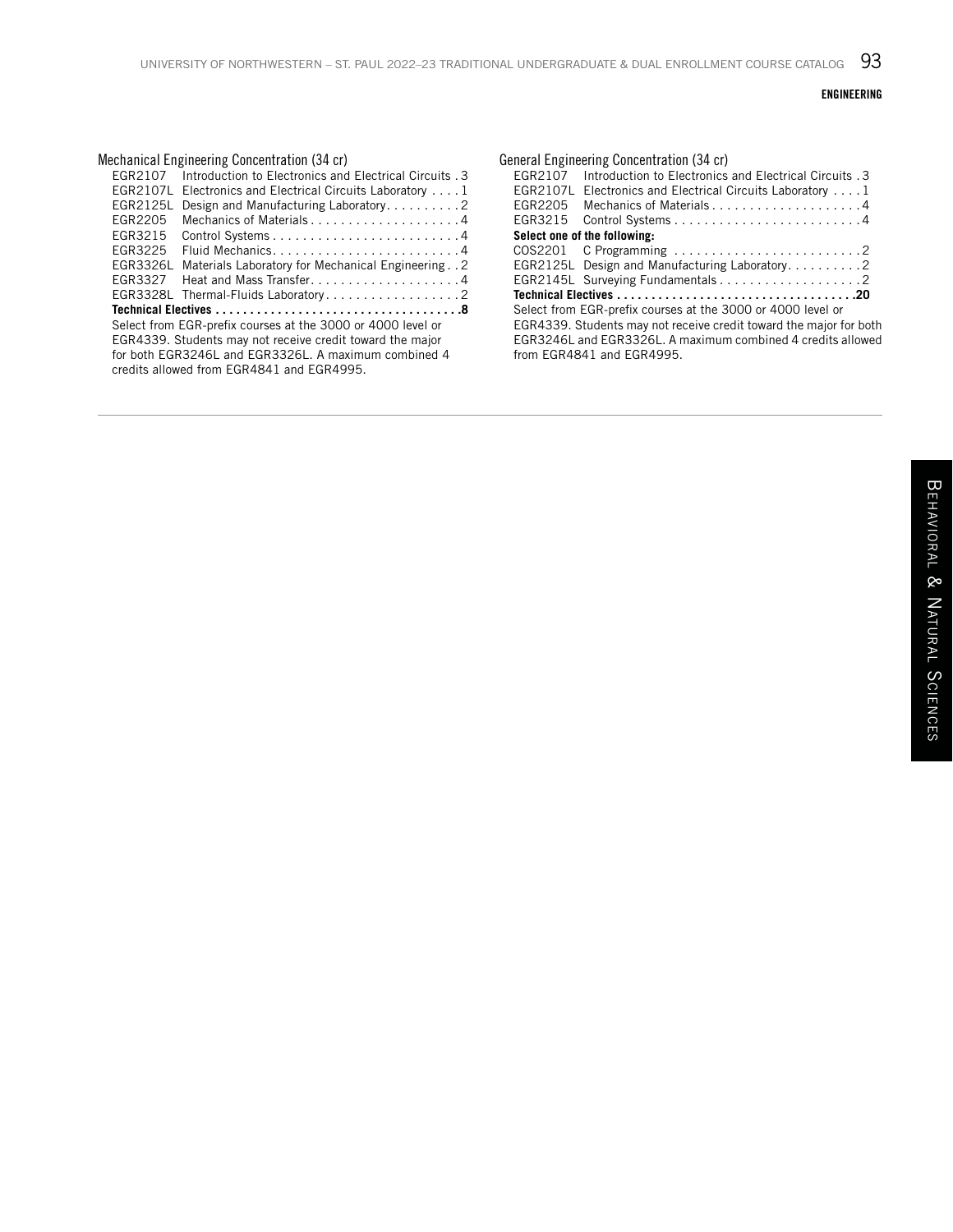Mechanical Engineering Concentration (34 cr)

| | | |
|---|---|---|
| EGR2107 | Introduction to Electronics and Electrical Circuits | 3 |
| EGR2107L | Electronics and Electrical Circuits Laboratory | 1 |
| EGR2125L | Design and Manufacturing Laboratory | 2 |
| EGR2205 | Mechanics of Materials | 4 |
| EGR3215 | Control Systems | 4 |
| EGR3225 | Fluid Mechanics | 4 |
| EGR3326L | Materials Laboratory for Mechanical Engineering | 2 |
| EGR3327 | Heat and Mass Transfer | 4 |
| EGR3328L | Thermal-Fluids Laboratory | 2 |
| **Technical Electives** | | **8** |

Select from EGR-prefix courses at the 3000 or 4000 level or EGR4339. Students may not receive credit toward the major for both EGR3246L and EGR3326L. A maximum combined 4 credits allowed from EGR4841 and EGR4995.

General Engineering Concentration (34 cr)

| | | |
|---|---|---|
| EGR2107 | Introduction to Electronics and Electrical Circuits | 3 |
| EGR2107L | Electronics and Electrical Circuits Laboratory | 1 |
| EGR2205 | Mechanics of Materials | 4 |
| EGR3215 | Control Systems | 4 |
| **Select one of the following:** | | |
| COS2201 | C Programming | 2 |
| EGR2125L | Design and Manufacturing Laboratory | 2 |
| EGR2145L | Surveying Fundamentals | 2 |
| **Technical Electives** | | **20** |

Select from EGR-prefix courses at the 3000 or 4000 level or EGR4339. Students may not receive credit toward the major for both EGR3246L and EGR3326L. A maximum combined 4 credits allowed from EGR4841 and EGR4995.